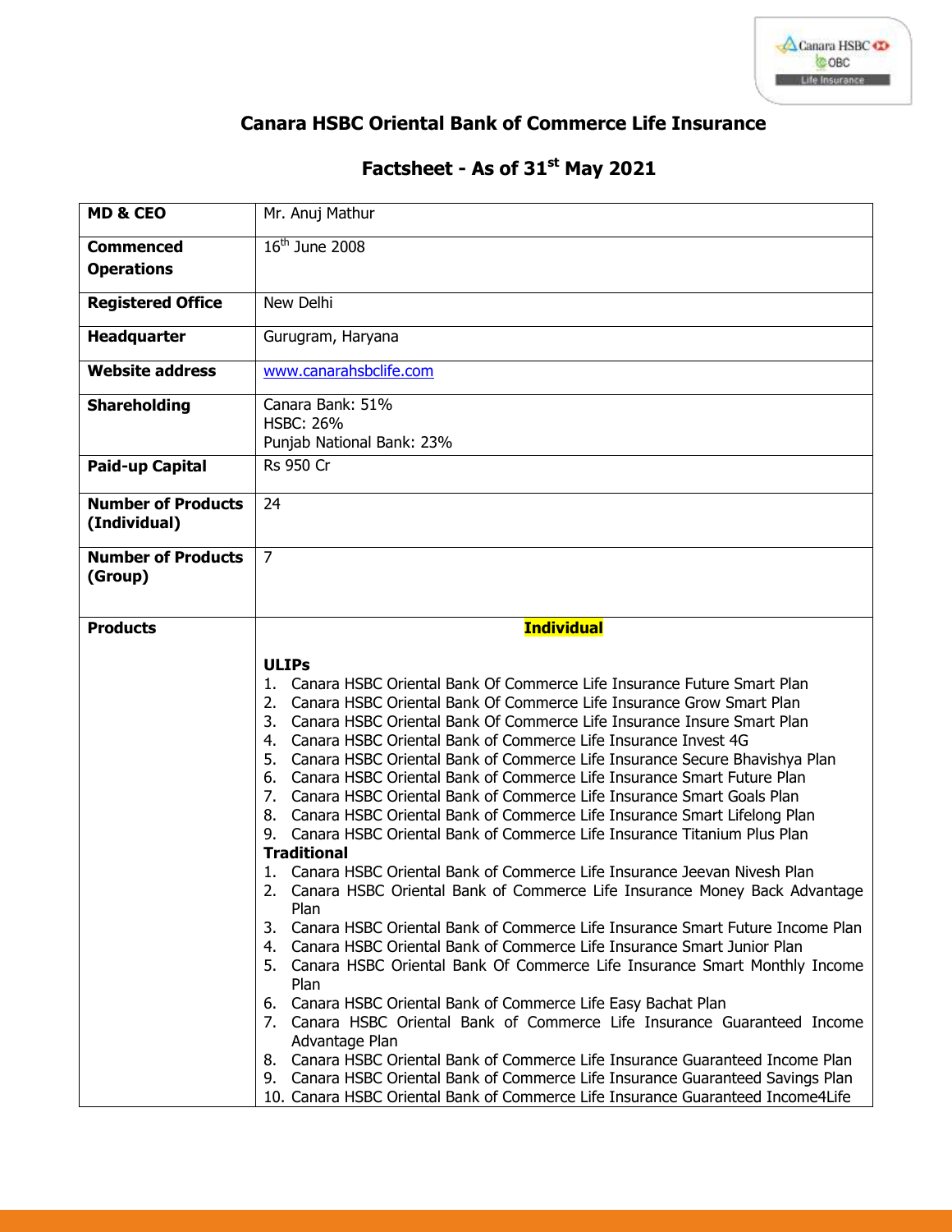# Canara HSBC Oriental Bank of Commerce Life Insurance

## Factsheet - As of 31st May 2021

| | |
|---|---|
| **MD & CEO** | Mr. Anuj Mathur |
| **Commenced Operations** | 16th June 2008 |
| **Registered Office** | New Delhi |
| **Headquarter** | Gurugram, Haryana |
| **Website address** | www.canarahsbclife.com |
| **Shareholding** | Canara Bank: 51%<br>HSBC: 26%<br>Punjab National Bank: 23% |
| **Paid-up Capital** | Rs 950 Cr |
| **Number of Products (Individual)** | 24 |
| **Number of Products (Group)** | 7 |
| **Products** | **Individual**<br><br>**ULIPs**<br>1. Canara HSBC Oriental Bank Of Commerce Life Insurance Future Smart Plan<br>2. Canara HSBC Oriental Bank Of Commerce Life Insurance Grow Smart Plan<br>3. Canara HSBC Oriental Bank Of Commerce Life Insurance Insure Smart Plan<br>4. Canara HSBC Oriental Bank of Commerce Life Insurance Invest 4G<br>5. Canara HSBC Oriental Bank of Commerce Life Insurance Secure Bhavishya Plan<br>6. Canara HSBC Oriental Bank of Commerce Life Insurance Smart Future Plan<br>7. Canara HSBC Oriental Bank of Commerce Life Insurance Smart Goals Plan<br>8. Canara HSBC Oriental Bank of Commerce Life Insurance Smart Lifelong Plan<br>9. Canara HSBC Oriental Bank of Commerce Life Insurance Titanium Plus Plan<br>**Traditional**<br>1. Canara HSBC Oriental Bank of Commerce Life Insurance Jeevan Nivesh Plan<br>2. Canara HSBC Oriental Bank of Commerce Life Insurance Money Back Advantage Plan<br>3. Canara HSBC Oriental Bank of Commerce Life Insurance Smart Future Income Plan<br>4. Canara HSBC Oriental Bank of Commerce Life Insurance Smart Junior Plan<br>5. Canara HSBC Oriental Bank Of Commerce Life Insurance Smart Monthly Income Plan<br>6. Canara HSBC Oriental Bank of Commerce Life Easy Bachat Plan<br>7. Canara HSBC Oriental Bank of Commerce Life Insurance Guaranteed Income Advantage Plan<br>8. Canara HSBC Oriental Bank of Commerce Life Insurance Guaranteed Income Plan<br>9. Canara HSBC Oriental Bank of Commerce Life Insurance Guaranteed Savings Plan<br>10. Canara HSBC Oriental Bank of Commerce Life Insurance Guaranteed Income4Life |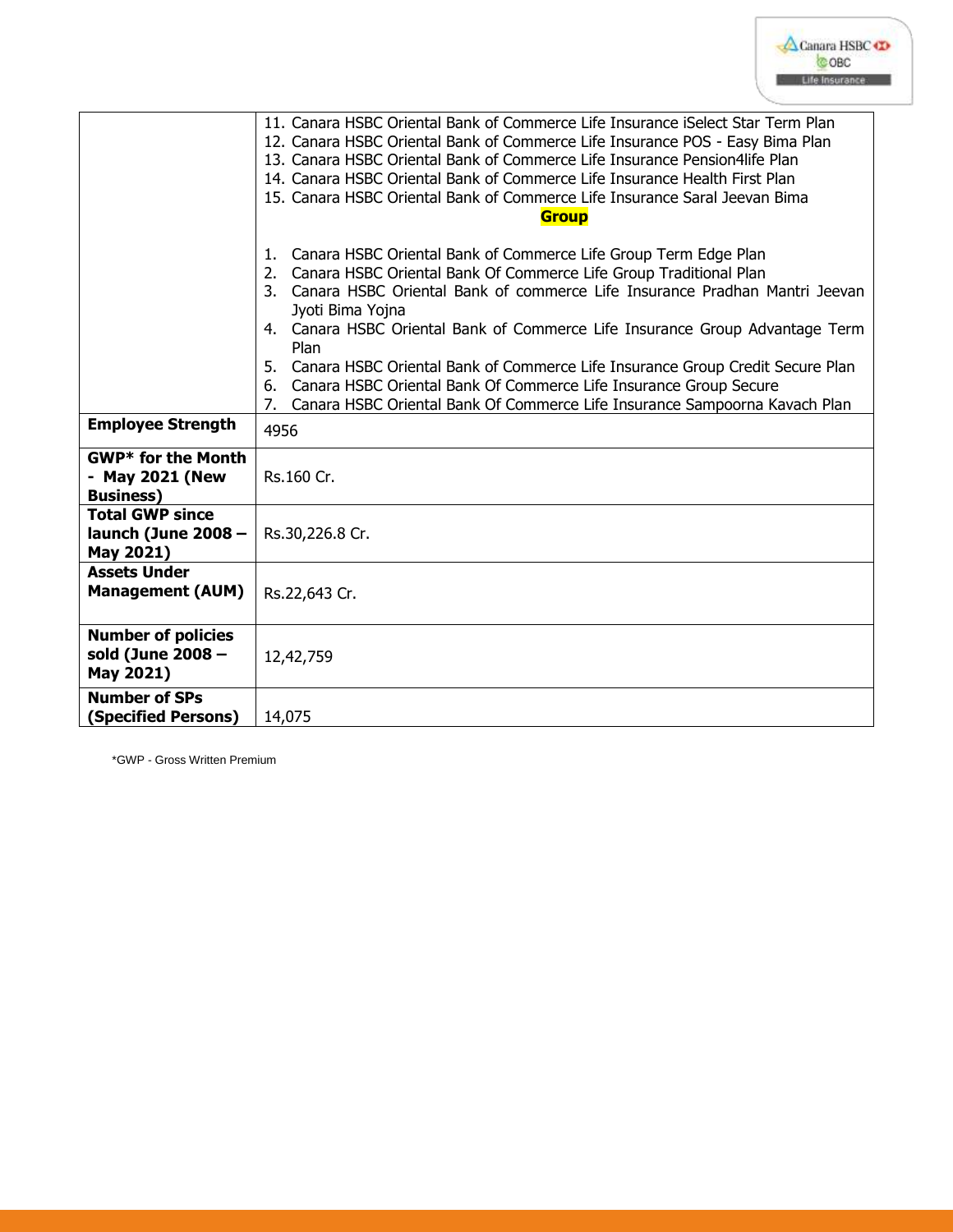| | |
|---|---|
| | 11. Canara HSBC Oriental Bank of Commerce Life Insurance iSelect Star Term Plan<br>12. Canara HSBC Oriental Bank of Commerce Life Insurance POS - Easy Bima Plan<br>13. Canara HSBC Oriental Bank of Commerce Life Insurance Pension4life Plan<br>14. Canara HSBC Oriental Bank of Commerce Life Insurance Health First Plan<br>15. Canara HSBC Oriental Bank of Commerce Life Insurance Saral Jeevan Bima<br>**Group**<br>1. Canara HSBC Oriental Bank of Commerce Life Group Term Edge Plan<br>2. Canara HSBC Oriental Bank Of Commerce Life Group Traditional Plan<br>3. Canara HSBC Oriental Bank of commerce Life Insurance Pradhan Mantri Jeevan Jyoti Bima Yojna<br>4. Canara HSBC Oriental Bank of Commerce Life Insurance Group Advantage Term Plan<br>5. Canara HSBC Oriental Bank of Commerce Life Insurance Group Credit Secure Plan<br>6. Canara HSBC Oriental Bank Of Commerce Life Insurance Group Secure<br>7. Canara HSBC Oriental Bank Of Commerce Life Insurance Sampoorna Kavach Plan |
| **Employee Strength** | 4956 |
| **GWP* for the Month - May 2021 (New Business)** | Rs.160 Cr. |
| **Total GWP since launch (June 2008 – May 2021)** | Rs.30,226.8 Cr. |
| **Assets Under Management (AUM)** | Rs.22,643 Cr. |
| **Number of policies sold (June 2008 – May 2021)** | 12,42,759 |
| **Number of SPs (Specified Persons)** | 14,075 |

*GWP - Gross Written Premium